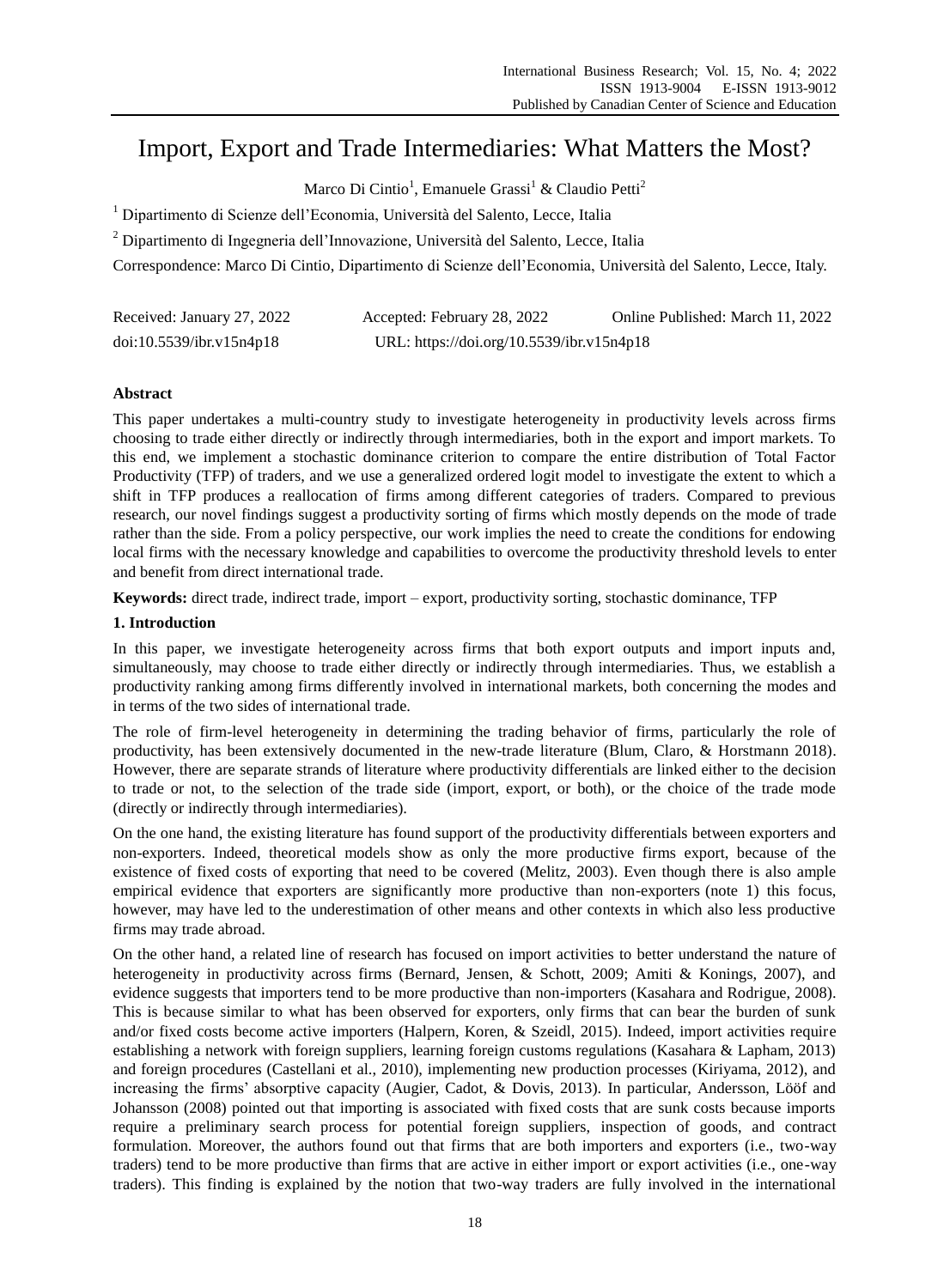# Import, Export and Trade Intermediaries: What Matters the Most?

Marco Di Cintio[1], Emanuele Grassi[1] & Claudio Petti[2]

[1] Dipartimento di Scienze dell'Economia, Università del Salento, Lecce, Italia

[2] Dipartimento di Ingegneria dell'Innovazione, Università del Salento, Lecce, Italia

Correspondence: Marco Di Cintio, Dipartimento di Scienze dell'Economia, Università del Salento, Lecce, Italy.

Received: January 27, 2022 Accepted: February 28, 2022 Online Published: March 11, 2022

doi:10.5539/ibr.v15n4p18 URL: https://doi.org/10.5539/ibr.v15n4p18

**Abstract**

This paper undertakes a multi-country study to investigate heterogeneity in productivity levels across firms choosing to trade either directly or indirectly through intermediaries, both in the export and import markets. To this end, we implement a stochastic dominance criterion to compare the entire distribution of Total Factor Productivity (TFP) of traders, and we use a generalized ordered logit model to investigate the extent to which a shift in TFP produces a reallocation of firms among different categories of traders. Compared to previous research, our novel findings suggest a productivity sorting of firms which mostly depends on the mode of trade rather than the side. From a policy perspective, our work implies the need to create the conditions for endowing local firms with the necessary knowledge and capabilities to overcome the productivity threshold levels to enter and benefit from direct international trade.

**Keywords:** direct trade, indirect trade, import – export, productivity sorting, stochastic dominance, TFP

## 1. Introduction

In this paper, we investigate heterogeneity across firms that both export outputs and import inputs and, simultaneously, may choose to trade either directly or indirectly through intermediaries. Thus, we establish a productivity ranking among firms differently involved in international markets, both concerning the modes and in terms of the two sides of international trade.

The role of firm-level heterogeneity in determining the trading behavior of firms, particularly the role of productivity, has been extensively documented in the new-trade literature (Blum, Claro, & Horstmann 2018). However, there are separate strands of literature where productivity differentials are linked either to the decision to trade or not, to the selection of the trade side (import, export, or both), or the choice of the trade mode (directly or indirectly through intermediaries).

On the one hand, the existing literature has found support of the productivity differentials between exporters and non-exporters. Indeed, theoretical models show as only the more productive firms export, because of the existence of fixed costs of exporting that need to be covered (Melitz, 2003). Even though there is also ample empirical evidence that exporters are significantly more productive than non-exporters (note 1) this focus, however, may have led to the underestimation of other means and other contexts in which also less productive firms may trade abroad.

On the other hand, a related line of research has focused on import activities to better understand the nature of heterogeneity in productivity across firms (Bernard, Jensen, & Schott, 2009; Amiti & Konings, 2007), and evidence suggests that importers tend to be more productive than non-importers (Kasahara and Rodrigue, 2008). This is because similar to what has been observed for exporters, only firms that can bear the burden of sunk and/or fixed costs become active importers (Halpern, Koren, & Szeidl, 2015). Indeed, import activities require establishing a network with foreign suppliers, learning foreign customs regulations (Kasahara & Lapham, 2013) and foreign procedures (Castellani et al., 2010), implementing new production processes (Kiriyama, 2012), and increasing the firms' absorptive capacity (Augier, Cadot, & Dovis, 2013). In particular, Andersson, Lööf and Johansson (2008) pointed out that importing is associated with fixed costs that are sunk costs because imports require a preliminary search process for potential foreign suppliers, inspection of goods, and contract formulation. Moreover, the authors found out that firms that are both importers and exporters (i.e., two-way traders) tend to be more productive than firms that are active in either import or export activities (i.e., one-way traders). This finding is explained by the notion that two-way traders are fully involved in the international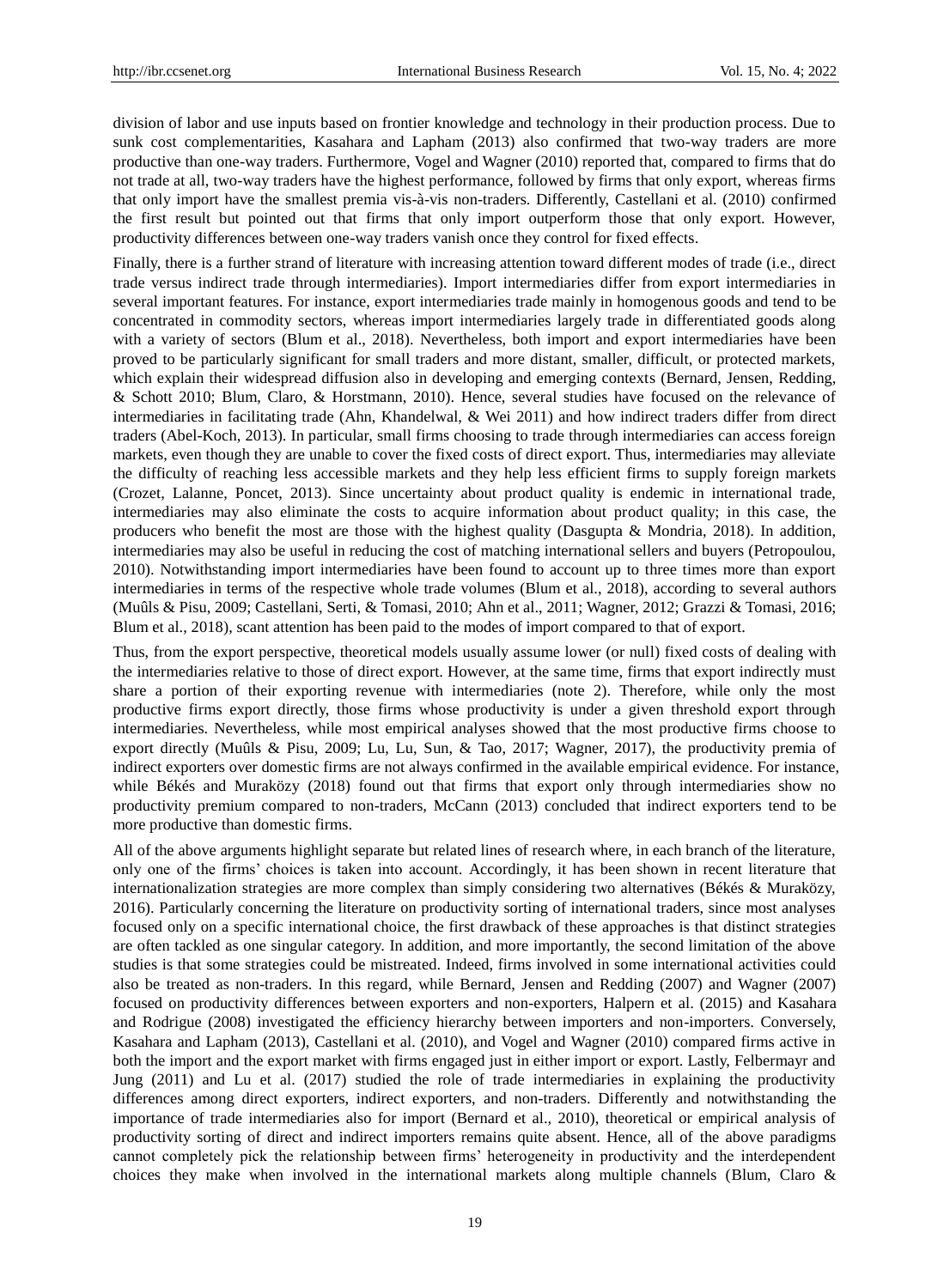division of labor and use inputs based on frontier knowledge and technology in their production process. Due to sunk cost complementarities, Kasahara and Lapham (2013) also confirmed that two-way traders are more productive than one-way traders. Furthermore, Vogel and Wagner (2010) reported that, compared to firms that do not trade at all, two-way traders have the highest performance, followed by firms that only export, whereas firms that only import have the smallest premia vis-à-vis non-traders. Differently, Castellani et al. (2010) confirmed the first result but pointed out that firms that only import outperform those that only export. However, productivity differences between one-way traders vanish once they control for fixed effects.

Finally, there is a further strand of literature with increasing attention toward different modes of trade (i.e., direct trade versus indirect trade through intermediaries). Import intermediaries differ from export intermediaries in several important features. For instance, export intermediaries trade mainly in homogenous goods and tend to be concentrated in commodity sectors, whereas import intermediaries largely trade in differentiated goods along with a variety of sectors (Blum et al., 2018). Nevertheless, both import and export intermediaries have been proved to be particularly significant for small traders and more distant, smaller, difficult, or protected markets, which explain their widespread diffusion also in developing and emerging contexts (Bernard, Jensen, Redding, & Schott 2010; Blum, Claro, & Horstmann, 2010). Hence, several studies have focused on the relevance of intermediaries in facilitating trade (Ahn, Khandelwal, & Wei 2011) and how indirect traders differ from direct traders (Abel-Koch, 2013). In particular, small firms choosing to trade through intermediaries can access foreign markets, even though they are unable to cover the fixed costs of direct export. Thus, intermediaries may alleviate the difficulty of reaching less accessible markets and they help less efficient firms to supply foreign markets (Crozet, Lalanne, Poncet, 2013). Since uncertainty about product quality is endemic in international trade, intermediaries may also eliminate the costs to acquire information about product quality; in this case, the producers who benefit the most are those with the highest quality (Dasgupta & Mondria, 2018). In addition, intermediaries may also be useful in reducing the cost of matching international sellers and buyers (Petropoulou, 2010). Notwithstanding import intermediaries have been found to account up to three times more than export intermediaries in terms of the respective whole trade volumes (Blum et al., 2018), according to several authors (Muûls & Pisu, 2009; Castellani, Serti, & Tomasi, 2010; Ahn et al., 2011; Wagner, 2012; Grazzi & Tomasi, 2016; Blum et al., 2018), scant attention has been paid to the modes of import compared to that of export.

Thus, from the export perspective, theoretical models usually assume lower (or null) fixed costs of dealing with the intermediaries relative to those of direct export. However, at the same time, firms that export indirectly must share a portion of their exporting revenue with intermediaries (note 2). Therefore, while only the most productive firms export directly, those firms whose productivity is under a given threshold export through intermediaries. Nevertheless, while most empirical analyses showed that the most productive firms choose to export directly (Muûls & Pisu, 2009; Lu, Lu, Sun, & Tao, 2017; Wagner, 2017), the productivity premia of indirect exporters over domestic firms are not always confirmed in the available empirical evidence. For instance, while Békés and Muraközy (2018) found out that firms that export only through intermediaries show no productivity premium compared to non-traders, McCann (2013) concluded that indirect exporters tend to be more productive than domestic firms.

All of the above arguments highlight separate but related lines of research where, in each branch of the literature, only one of the firms' choices is taken into account. Accordingly, it has been shown in recent literature that internationalization strategies are more complex than simply considering two alternatives (Békés & Muraközy, 2016). Particularly concerning the literature on productivity sorting of international traders, since most analyses focused only on a specific international choice, the first drawback of these approaches is that distinct strategies are often tackled as one singular category. In addition, and more importantly, the second limitation of the above studies is that some strategies could be mistreated. Indeed, firms involved in some international activities could also be treated as non-traders. In this regard, while Bernard, Jensen and Redding (2007) and Wagner (2007) focused on productivity differences between exporters and non-exporters, Halpern et al. (2015) and Kasahara and Rodrigue (2008) investigated the efficiency hierarchy between importers and non-importers. Conversely, Kasahara and Lapham (2013), Castellani et al. (2010), and Vogel and Wagner (2010) compared firms active in both the import and the export market with firms engaged just in either import or export. Lastly, Felbermayr and Jung (2011) and Lu et al. (2017) studied the role of trade intermediaries in explaining the productivity differences among direct exporters, indirect exporters, and non-traders. Differently and notwithstanding the importance of trade intermediaries also for import (Bernard et al., 2010), theoretical or empirical analysis of productivity sorting of direct and indirect importers remains quite absent. Hence, all of the above paradigms cannot completely pick the relationship between firms' heterogeneity in productivity and the interdependent choices they make when involved in the international markets along multiple channels (Blum, Claro &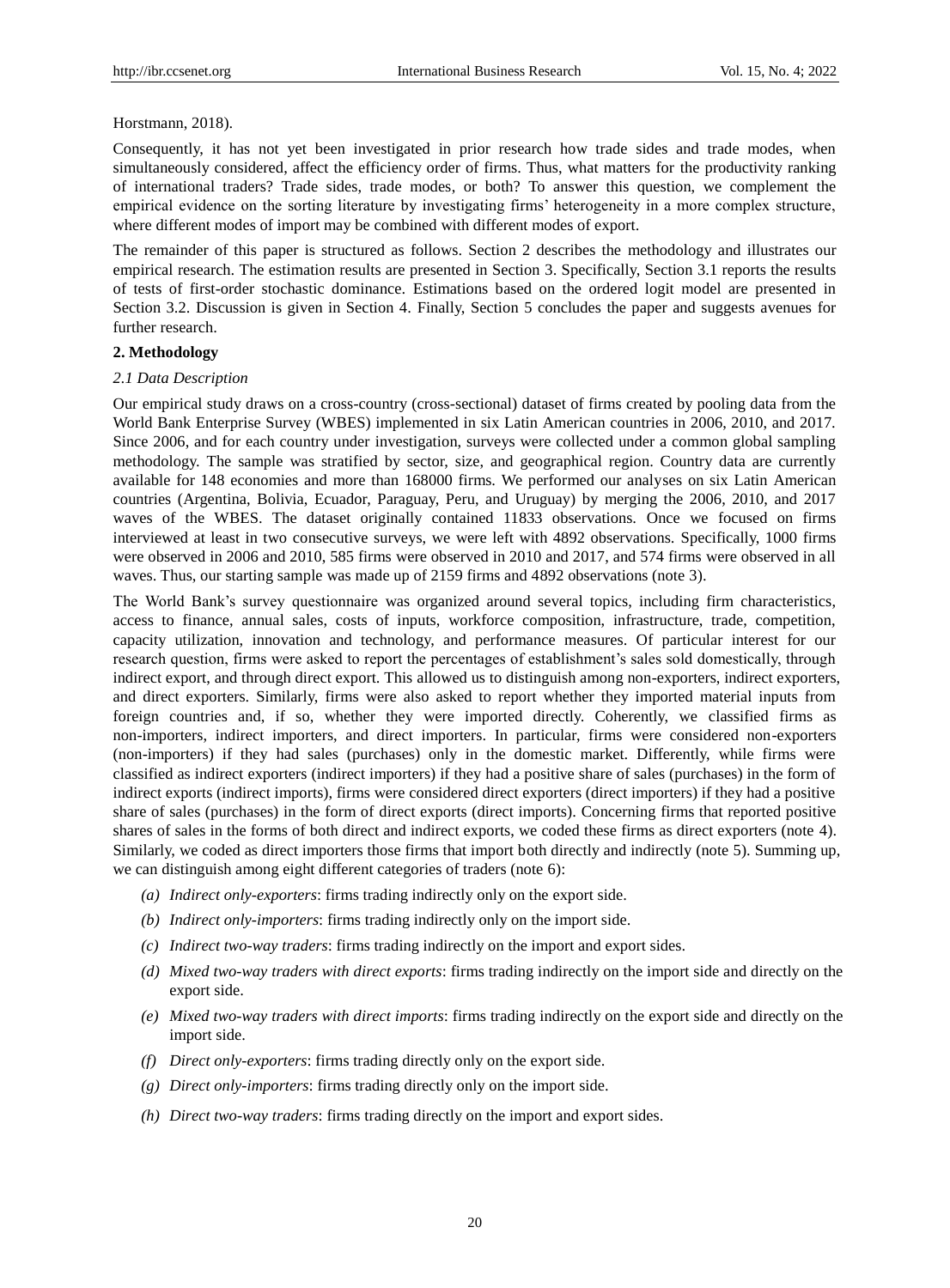Horstmann, 2018).

Consequently, it has not yet been investigated in prior research how trade sides and trade modes, when simultaneously considered, affect the efficiency order of firms. Thus, what matters for the productivity ranking of international traders? Trade sides, trade modes, or both? To answer this question, we complement the empirical evidence on the sorting literature by investigating firms' heterogeneity in a more complex structure, where different modes of import may be combined with different modes of export.

The remainder of this paper is structured as follows. Section 2 describes the methodology and illustrates our empirical research. The estimation results are presented in Section 3. Specifically, Section 3.1 reports the results of tests of first-order stochastic dominance. Estimations based on the ordered logit model are presented in Section 3.2. Discussion is given in Section 4. Finally, Section 5 concludes the paper and suggests avenues for further research.

## 2. Methodology

### *2.1 Data Description*

Our empirical study draws on a cross-country (cross-sectional) dataset of firms created by pooling data from the World Bank Enterprise Survey (WBES) implemented in six Latin American countries in 2006, 2010, and 2017. Since 2006, and for each country under investigation, surveys were collected under a common global sampling methodology. The sample was stratified by sector, size, and geographical region. Country data are currently available for 148 economies and more than 168000 firms. We performed our analyses on six Latin American countries (Argentina, Bolivia, Ecuador, Paraguay, Peru, and Uruguay) by merging the 2006, 2010, and 2017 waves of the WBES. The dataset originally contained 11833 observations. Once we focused on firms interviewed at least in two consecutive surveys, we were left with 4892 observations. Specifically, 1000 firms were observed in 2006 and 2010, 585 firms were observed in 2010 and 2017, and 574 firms were observed in all waves. Thus, our starting sample was made up of 2159 firms and 4892 observations (note 3).

The World Bank's survey questionnaire was organized around several topics, including firm characteristics, access to finance, annual sales, costs of inputs, workforce composition, infrastructure, trade, competition, capacity utilization, innovation and technology, and performance measures. Of particular interest for our research question, firms were asked to report the percentages of establishment's sales sold domestically, through indirect export, and through direct export. This allowed us to distinguish among non-exporters, indirect exporters, and direct exporters. Similarly, firms were also asked to report whether they imported material inputs from foreign countries and, if so, whether they were imported directly. Coherently, we classified firms as non-importers, indirect importers, and direct importers. In particular, firms were considered non-exporters (non-importers) if they had sales (purchases) only in the domestic market. Differently, while firms were classified as indirect exporters (indirect importers) if they had a positive share of sales (purchases) in the form of indirect exports (indirect imports), firms were considered direct exporters (direct importers) if they had a positive share of sales (purchases) in the form of direct exports (direct imports). Concerning firms that reported positive shares of sales in the forms of both direct and indirect exports, we coded these firms as direct exporters (note 4). Similarly, we coded as direct importers those firms that import both directly and indirectly (note 5). Summing up, we can distinguish among eight different categories of traders (note 6):

- *(a) Indirect only-exporters*: firms trading indirectly only on the export side.
- *(b) Indirect only-importers*: firms trading indirectly only on the import side.
- *(c) Indirect two-way traders*: firms trading indirectly on the import and export sides.
- *(d) Mixed two-way traders with direct exports*: firms trading indirectly on the import side and directly on the export side.
- *(e) Mixed two-way traders with direct imports*: firms trading indirectly on the export side and directly on the import side.
- *(f) Direct only-exporters*: firms trading directly only on the export side.
- *(g) Direct only-importers*: firms trading directly only on the import side.
- *(h) Direct two-way traders*: firms trading directly on the import and export sides.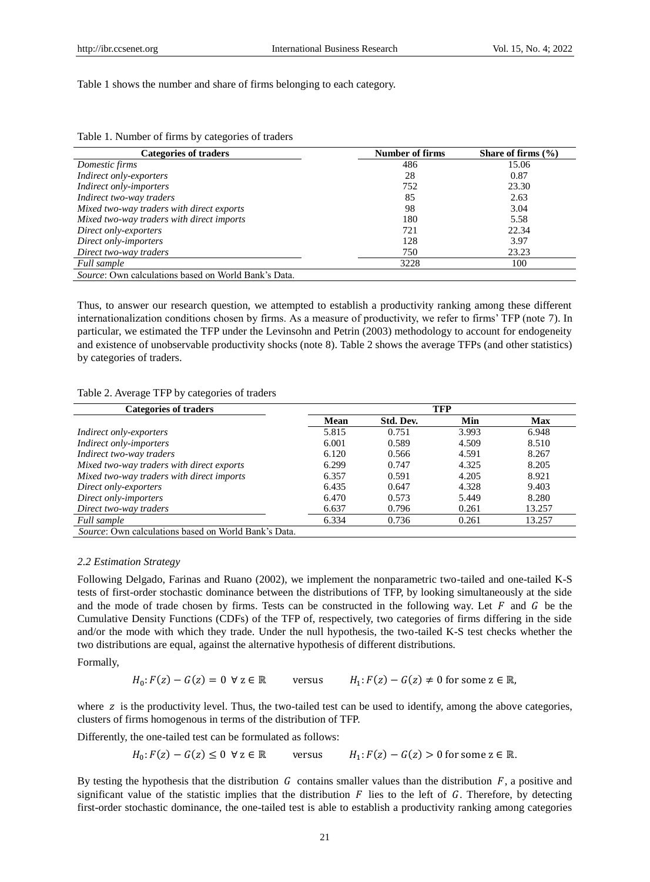Table 1 shows the number and share of firms belonging to each category.

Table 1. Number of firms by categories of traders

| Categories of traders | Number of firms | Share of firms (%) |
|---|---|---|
| *Domestic firms* | 486 | 15.06 |
| *Indirect only-exporters* | 28 | 0.87 |
| *Indirect only-importers* | 752 | 23.30 |
| *Indirect two-way traders* | 85 | 2.63 |
| *Mixed two-way traders with direct exports* | 98 | 3.04 |
| *Mixed two-way traders with direct imports* | 180 | 5.58 |
| *Direct only-exporters* | 721 | 22.34 |
| *Direct only-importers* | 128 | 3.97 |
| *Direct two-way traders* | 750 | 23.23 |
| *Full sample* | 3228 | 100 |

*Source*: Own calculations based on World Bank's Data.

Thus, to answer our research question, we attempted to establish a productivity ranking among these different internationalization conditions chosen by firms. As a measure of productivity, we refer to firms' TFP (note 7). In particular, we estimated the TFP under the Levinsohn and Petrin (2003) methodology to account for endogeneity and existence of unobservable productivity shocks (note 8). Table 2 shows the average TFPs (and other statistics) by categories of traders.

Table 2. Average TFP by categories of traders

| Categories of traders | TFP | | | |
|---|---|---|---|---|
| | Mean | Std. Dev. | Min | Max |
| *Indirect only-exporters* | 5.815 | 0.751 | 3.993 | 6.948 |
| *Indirect only-importers* | 6.001 | 0.589 | 4.509 | 8.510 |
| *Indirect two-way traders* | 6.120 | 0.566 | 4.591 | 8.267 |
| *Mixed two-way traders with direct exports* | 6.299 | 0.747 | 4.325 | 8.205 |
| *Mixed two-way traders with direct imports* | 6.357 | 0.591 | 4.205 | 8.921 |
| *Direct only-exporters* | 6.435 | 0.647 | 4.328 | 9.403 |
| *Direct only-importers* | 6.470 | 0.573 | 5.449 | 8.280 |
| *Direct two-way traders* | 6.637 | 0.796 | 0.261 | 13.257 |
| *Full sample* | 6.334 | 0.736 | 0.261 | 13.257 |

*Source*: Own calculations based on World Bank's Data.

### *2.2 Estimation Strategy*

Following Delgado, Farinas and Ruano (2002), we implement the nonparametric two-tailed and one-tailed K-S tests of first-order stochastic dominance between the distributions of TFP, by looking simultaneously at the side and the mode of trade chosen by firms. Tests can be constructed in the following way. Let $F$ and $G$ be the Cumulative Density Functions (CDFs) of the TFP of, respectively, two categories of firms differing in the side and/or the mode with which they trade. Under the null hypothesis, the two-tailed K-S test checks whether the two distributions are equal, against the alternative hypothesis of different distributions.

Formally,

$$H_0: F(z) - G(z) = 0 \;\; \forall \, z \in \mathbb{R} \qquad \text{versus} \qquad H_1: F(z) - G(z) \neq 0 \text{ for some } z \in \mathbb{R},$$

where $z$ is the productivity level. Thus, the two-tailed test can be used to identify, among the above categories, clusters of firms homogenous in terms of the distribution of TFP.

Differently, the one-tailed test can be formulated as follows:

$$H_0: F(z) - G(z) \leq 0 \;\; \forall \, z \in \mathbb{R} \qquad \text{versus} \qquad H_1: F(z) - G(z) > 0 \text{ for some } z \in \mathbb{R}.$$

By testing the hypothesis that the distribution $G$ contains smaller values than the distribution $F$, a positive and significant value of the statistic implies that the distribution $F$ lies to the left of $G$. Therefore, by detecting first-order stochastic dominance, the one-tailed test is able to establish a productivity ranking among categories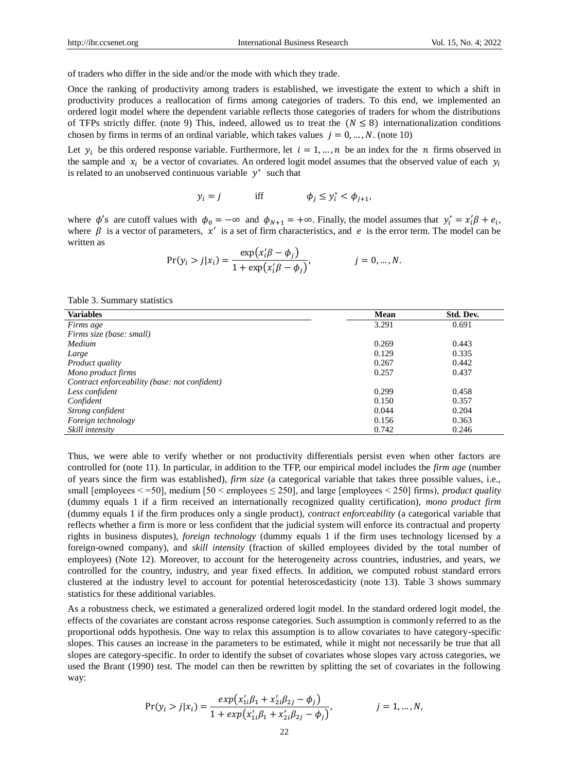of traders who differ in the side and/or the mode with which they trade.

Once the ranking of productivity among traders is established, we investigate the extent to which a shift in productivity produces a reallocation of firms among categories of traders. To this end, we implemented an ordered logit model where the dependent variable reflects those categories of traders for whom the distributions of TFPs strictly differ. (note 9) This, indeed, allowed us to treat the $(N \leq 8)$ internationalization conditions chosen by firms in terms of an ordinal variable, which takes values $j = 0, \ldots, N$. (note 10)

Let $y_i$ be this ordered response variable. Furthermore, let $i = 1, \ldots, n$ be an index for the $n$ firms observed in the sample and $x_i$ be a vector of covariates. An ordered logit model assumes that the observed value of each $y_i$ is related to an unobserved continuous variable $y^*$ such that

$$y_i = j \qquad \text{iff} \qquad \phi_j \leq y_i^* < \phi_{j+1},$$

where $\phi$'s are cutoff values with $\phi_0 = -\infty$ and $\phi_{N+1} = +\infty$. Finally, the model assumes that $y_i^* = x_i'\beta + e_i$, where $\beta$ is a vector of parameters, $x'$ is a set of firm characteristics, and $e$ is the error term. The model can be written as

$$\Pr(y_i > j | x_i) = \frac{\exp(x_i'\beta - \phi_j)}{1 + \exp(x_i'\beta - \phi_j)}, \qquad j = 0, \ldots, N.$$

Table 3. Summary statistics

| Variables | Mean | Std. Dev. |
|---|---|---|
| *Firms age* | 3.291 | 0.691 |
| *Firms size (base: small)* | | |
| *Medium* | 0.269 | 0.443 |
| *Large* | 0.129 | 0.335 |
| *Product quality* | 0.267 | 0.442 |
| *Mono product firms* | 0.257 | 0.437 |
| *Contract enforceability (base: not confident)* | | |
| *Less confident* | 0.299 | 0.458 |
| *Confident* | 0.150 | 0.357 |
| *Strong confident* | 0.044 | 0.204 |
| *Foreign technology* | 0.156 | 0.363 |
| *Skill intensity* | 0.742 | 0.246 |

Thus, we were able to verify whether or not productivity differentials persist even when other factors are controlled for (note 11). In particular, in addition to the TFP, our empirical model includes the *firm age* (number of years since the firm was established), *firm size* (a categorical variable that takes three possible values, i.e., small [employees < =50], medium [50 < employees ≤ 250], and large [employees < 250] firms), *product quality* (dummy equals 1 if a firm received an internationally recognized quality certification), *mono product firm* (dummy equals 1 if the firm produces only a single product), *contract enforceability* (a categorical variable that reflects whether a firm is more or less confident that the judicial system will enforce its contractual and property rights in business disputes), *foreign technology* (dummy equals 1 if the firm uses technology licensed by a foreign-owned company), and *skill intensity* (fraction of skilled employees divided by the total number of employees) (Note 12). Moreover, to account for the heterogeneity across countries, industries, and years, we controlled for the country, industry, and year fixed effects. In addition, we computed robust standard errors clustered at the industry level to account for potential heteroscedasticity (note 13). Table 3 shows summary statistics for these additional variables.

As a robustness check, we estimated a generalized ordered logit model. In the standard ordered logit model, the effects of the covariates are constant across response categories. Such assumption is commonly referred to as the proportional odds hypothesis. One way to relax this assumption is to allow covariates to have category-specific slopes. This causes an increase in the parameters to be estimated, while it might not necessarily be true that all slopes are category-specific. In order to identify the subset of covariates whose slopes vary across categories, we used the Brant (1990) test. The model can then be rewritten by splitting the set of covariates in the following way:

$$\Pr(y_i > j | x_i) = \frac{exp(x_{1i}'\beta_1 + x_{2i}'\beta_{2j} - \phi_j)}{1 + exp(x_{1i}'\beta_1 + x_{2i}'\beta_{2j} - \phi_j)}, \qquad j = 1, \ldots, N,$$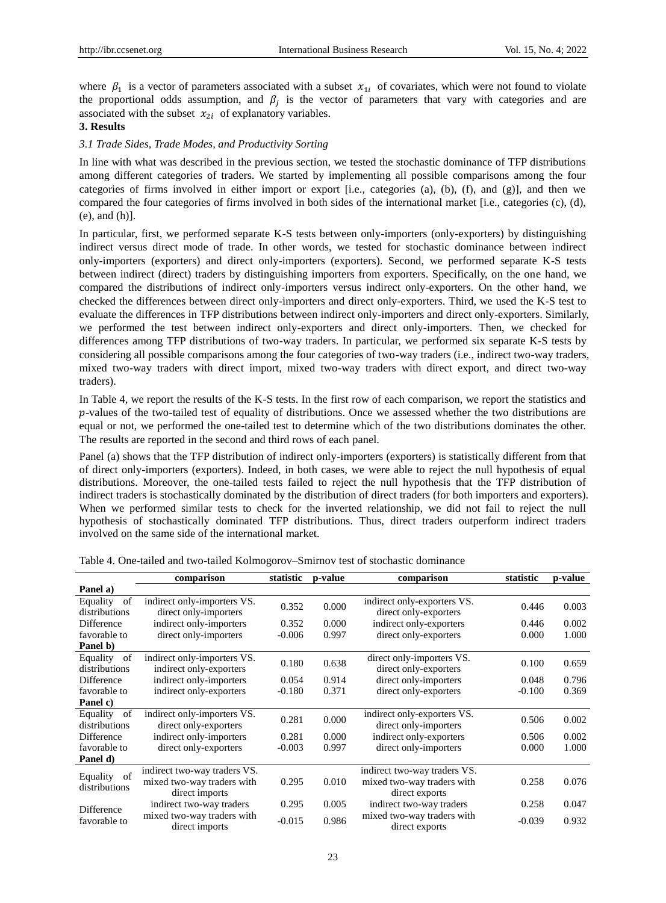where $\beta_1$ is a vector of parameters associated with a subset $x_{1i}$ of covariates, which were not found to violate the proportional odds assumption, and $\beta_j$ is the vector of parameters that vary with categories and are associated with the subset $x_{2i}$ of explanatory variables.

## 3. Results

### *3.1 Trade Sides, Trade Modes, and Productivity Sorting*

In line with what was described in the previous section, we tested the stochastic dominance of TFP distributions among different categories of traders. We started by implementing all possible comparisons among the four categories of firms involved in either import or export [i.e., categories (a), (b), (f), and (g)], and then we compared the four categories of firms involved in both sides of the international market [i.e., categories (c), (d), (e), and (h)].

In particular, first, we performed separate K-S tests between only-importers (only-exporters) by distinguishing indirect versus direct mode of trade. In other words, we tested for stochastic dominance between indirect only-importers (exporters) and direct only-importers (exporters). Second, we performed separate K-S tests between indirect (direct) traders by distinguishing importers from exporters. Specifically, on the one hand, we compared the distributions of indirect only-importers versus indirect only-exporters. On the other hand, we checked the differences between direct only-importers and direct only-exporters. Third, we used the K-S test to evaluate the differences in TFP distributions between indirect only-importers and direct only-exporters. Similarly, we performed the test between indirect only-exporters and direct only-importers. Then, we checked for differences among TFP distributions of two-way traders. In particular, we performed six separate K-S tests by considering all possible comparisons among the four categories of two-way traders (i.e., indirect two-way traders, mixed two-way traders with direct import, mixed two-way traders with direct export, and direct two-way traders).

In Table 4, we report the results of the K-S tests. In the first row of each comparison, we report the statistics and $p$-values of the two-tailed test of equality of distributions. Once we assessed whether the two distributions are equal or not, we performed the one-tailed test to determine which of the two distributions dominates the other. The results are reported in the second and third rows of each panel.

Panel (a) shows that the TFP distribution of indirect only-importers (exporters) is statistically different from that of direct only-importers (exporters). Indeed, in both cases, we were able to reject the null hypothesis of equal distributions. Moreover, the one-tailed tests failed to reject the null hypothesis that the TFP distribution of indirect traders is stochastically dominated by the distribution of direct traders (for both importers and exporters). When we performed similar tests to check for the inverted relationship, we did not fail to reject the null hypothesis of stochastically dominated TFP distributions. Thus, direct traders outperform indirect traders involved on the same side of the international market.

Table 4. One-tailed and two-tailed Kolmogorov–Smirnov test of stochastic dominance

| | comparison | statistic | p-value | comparison | statistic | p-value |
|---|---|---|---|---|---|---|
| **Panel a)** | | | | | | |
| Equality of distributions | indirect only-importers VS. direct only-importers | 0.352 | 0.000 | indirect only-exporters VS. direct only-exporters | 0.446 | 0.003 |
| Difference favorable to | indirect only-importers | 0.352 | 0.000 | indirect only-exporters | 0.446 | 0.002 |
| | direct only-importers | -0.006 | 0.997 | direct only-exporters | 0.000 | 1.000 |
| **Panel b)** | | | | | | |
| Equality of distributions | indirect only-importers VS. indirect only-exporters | 0.180 | 0.638 | direct only-importers VS. direct only-exporters | 0.100 | 0.659 |
| Difference favorable to | indirect only-importers | 0.054 | 0.914 | direct only-importers | 0.048 | 0.796 |
| | indirect only-exporters | -0.180 | 0.371 | direct only-exporters | -0.100 | 0.369 |
| **Panel c)** | | | | | | |
| Equality of distributions | indirect only-importers VS. direct only-exporters | 0.281 | 0.000 | indirect only-exporters VS. direct only-importers | 0.506 | 0.002 |
| Difference favorable to | indirect only-importers | 0.281 | 0.000 | indirect only-exporters | 0.506 | 0.002 |
| | direct only-exporters | -0.003 | 0.997 | direct only-importers | 0.000 | 1.000 |
| **Panel d)** | | | | | | |
| Equality of distributions | indirect two-way traders VS. mixed two-way traders with direct imports | 0.295 | 0.010 | indirect two-way traders VS. mixed two-way traders with direct exports | 0.258 | 0.076 |
| Difference favorable to | indirect two-way traders | 0.295 | 0.005 | indirect two-way traders | 0.258 | 0.047 |
| | mixed two-way traders with direct imports | -0.015 | 0.986 | mixed two-way traders with direct exports | -0.039 | 0.932 |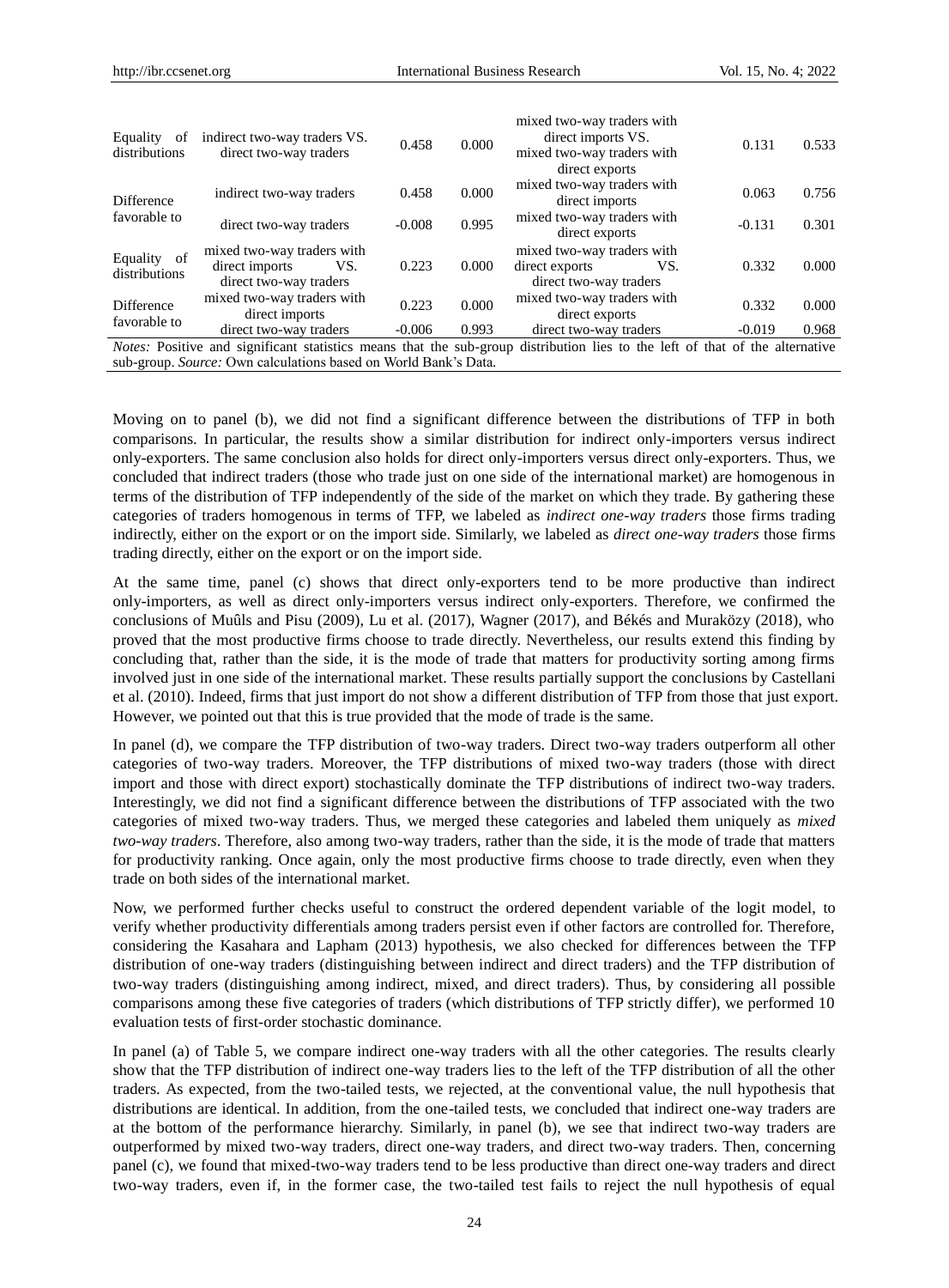| | | | | | | |
|---|---|---|---|---|---|---|
| Equality of distributions | indirect two-way traders VS. direct two-way traders | 0.458 | 0.000 | mixed two-way traders with direct imports VS. mixed two-way traders with direct exports | 0.131 | 0.533 |
| Difference favorable to | indirect two-way traders | 0.458 | 0.000 | mixed two-way traders with direct imports | 0.063 | 0.756 |
| | direct two-way traders | -0.008 | 0.995 | mixed two-way traders with direct exports | -0.131 | 0.301 |
| Equality of distributions | mixed two-way traders with direct imports VS. direct two-way traders | 0.223 | 0.000 | mixed two-way traders with direct exports VS. direct two-way traders | 0.332 | 0.000 |
| Difference favorable to | mixed two-way traders with direct imports | 0.223 | 0.000 | mixed two-way traders with direct exports | 0.332 | 0.000 |
| | direct two-way traders | -0.006 | 0.993 | direct two-way traders | -0.019 | 0.968 |

*Notes:* Positive and significant statistics means that the sub-group distribution lies to the left of that of the alternative sub-group. *Source:* Own calculations based on World Bank's Data.

Moving on to panel (b), we did not find a significant difference between the distributions of TFP in both comparisons. In particular, the results show a similar distribution for indirect only-importers versus indirect only-exporters. The same conclusion also holds for direct only-importers versus direct only-exporters. Thus, we concluded that indirect traders (those who trade just on one side of the international market) are homogenous in terms of the distribution of TFP independently of the side of the market on which they trade. By gathering these categories of traders homogenous in terms of TFP, we labeled as *indirect one-way traders* those firms trading indirectly, either on the export or on the import side. Similarly, we labeled as *direct one-way traders* those firms trading directly, either on the export or on the import side.

At the same time, panel (c) shows that direct only-exporters tend to be more productive than indirect only-importers, as well as direct only-importers versus indirect only-exporters. Therefore, we confirmed the conclusions of Muûls and Pisu (2009), Lu et al. (2017), Wagner (2017), and Békés and Muraközy (2018), who proved that the most productive firms choose to trade directly. Nevertheless, our results extend this finding by concluding that, rather than the side, it is the mode of trade that matters for productivity sorting among firms involved just in one side of the international market. These results partially support the conclusions by Castellani et al. (2010). Indeed, firms that just import do not show a different distribution of TFP from those that just export. However, we pointed out that this is true provided that the mode of trade is the same.

In panel (d), we compare the TFP distribution of two-way traders. Direct two-way traders outperform all other categories of two-way traders. Moreover, the TFP distributions of mixed two-way traders (those with direct import and those with direct export) stochastically dominate the TFP distributions of indirect two-way traders. Interestingly, we did not find a significant difference between the distributions of TFP associated with the two categories of mixed two-way traders. Thus, we merged these categories and labeled them uniquely as *mixed two-way traders*. Therefore, also among two-way traders, rather than the side, it is the mode of trade that matters for productivity ranking. Once again, only the most productive firms choose to trade directly, even when they trade on both sides of the international market.

Now, we performed further checks useful to construct the ordered dependent variable of the logit model, to verify whether productivity differentials among traders persist even if other factors are controlled for. Therefore, considering the Kasahara and Lapham (2013) hypothesis, we also checked for differences between the TFP distribution of one-way traders (distinguishing between indirect and direct traders) and the TFP distribution of two-way traders (distinguishing among indirect, mixed, and direct traders). Thus, by considering all possible comparisons among these five categories of traders (which distributions of TFP strictly differ), we performed 10 evaluation tests of first-order stochastic dominance.

In panel (a) of Table 5, we compare indirect one-way traders with all the other categories. The results clearly show that the TFP distribution of indirect one-way traders lies to the left of the TFP distribution of all the other traders. As expected, from the two-tailed tests, we rejected, at the conventional value, the null hypothesis that distributions are identical. In addition, from the one-tailed tests, we concluded that indirect one-way traders are at the bottom of the performance hierarchy. Similarly, in panel (b), we see that indirect two-way traders are outperformed by mixed two-way traders, direct one-way traders, and direct two-way traders. Then, concerning panel (c), we found that mixed-two-way traders tend to be less productive than direct one-way traders and direct two-way traders, even if, in the former case, the two-tailed test fails to reject the null hypothesis of equal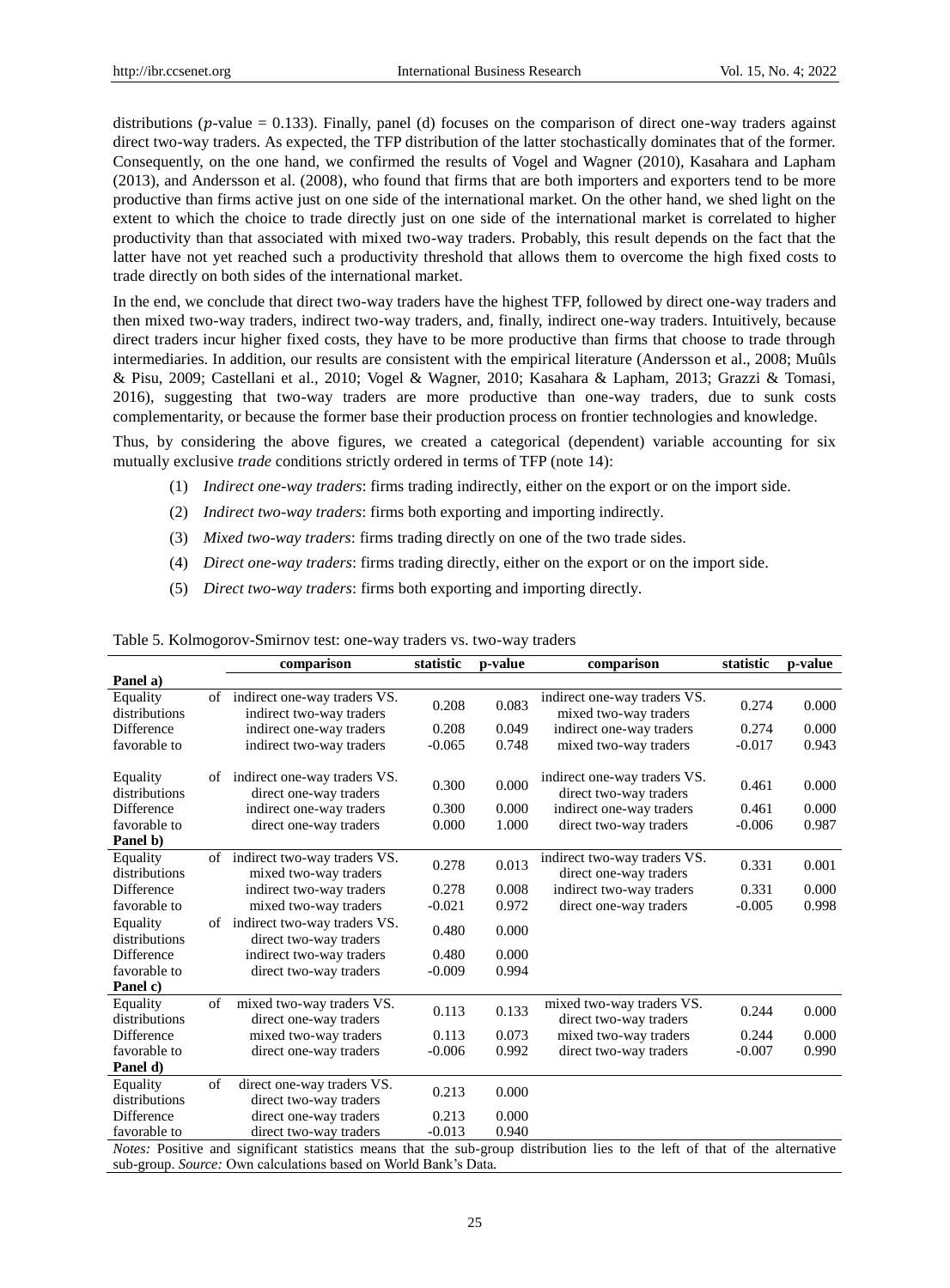distributions ($p$-value = 0.133). Finally, panel (d) focuses on the comparison of direct one-way traders against direct two-way traders. As expected, the TFP distribution of the latter stochastically dominates that of the former. Consequently, on the one hand, we confirmed the results of Vogel and Wagner (2010), Kasahara and Lapham (2013), and Andersson et al. (2008), who found that firms that are both importers and exporters tend to be more productive than firms active just on one side of the international market. On the other hand, we shed light on the extent to which the choice to trade directly just on one side of the international market is correlated to higher productivity than that associated with mixed two-way traders. Probably, this result depends on the fact that the latter have not yet reached such a productivity threshold that allows them to overcome the high fixed costs to trade directly on both sides of the international market.

In the end, we conclude that direct two-way traders have the highest TFP, followed by direct one-way traders and then mixed two-way traders, indirect two-way traders, and, finally, indirect one-way traders. Intuitively, because direct traders incur higher fixed costs, they have to be more productive than firms that choose to trade through intermediaries. In addition, our results are consistent with the empirical literature (Andersson et al., 2008; Muûls & Pisu, 2009; Castellani et al., 2010; Vogel & Wagner, 2010; Kasahara & Lapham, 2013; Grazzi & Tomasi, 2016), suggesting that two-way traders are more productive than one-way traders, due to sunk costs complementarity, or because the former base their production process on frontier technologies and knowledge.

Thus, by considering the above figures, we created a categorical (dependent) variable accounting for six mutually exclusive *trade* conditions strictly ordered in terms of TFP (note 14):

(1) *Indirect one-way traders*: firms trading indirectly, either on the export or on the import side.

(2) *Indirect two-way traders*: firms both exporting and importing indirectly.

(3) *Mixed two-way traders*: firms trading directly on one of the two trade sides.

(4) *Direct one-way traders*: firms trading directly, either on the export or on the import side.

(5) *Direct two-way traders*: firms both exporting and importing directly.

Table 5. Kolmogorov-Smirnov test: one-way traders vs. two-way traders

| | comparison | statistic | p-value | comparison | statistic | p-value |
|---|---|---|---|---|---|---|
| **Panel a)** | | | | | | |
| Equality of distributions | indirect one-way traders VS. indirect two-way traders | 0.208 | 0.083 | indirect one-way traders VS. mixed two-way traders | 0.274 | 0.000 |
| Difference | indirect one-way traders | 0.208 | 0.049 | indirect one-way traders | 0.274 | 0.000 |
| favorable to | indirect two-way traders | -0.065 | 0.748 | mixed two-way traders | -0.017 | 0.943 |
| Equality of distributions | indirect one-way traders VS. direct one-way traders | 0.300 | 0.000 | indirect one-way traders VS. direct two-way traders | 0.461 | 0.000 |
| Difference | indirect one-way traders | 0.300 | 0.000 | indirect one-way traders | 0.461 | 0.000 |
| favorable to | direct one-way traders | 0.000 | 1.000 | direct two-way traders | -0.006 | 0.987 |
| **Panel b)** | | | | | | |
| Equality of distributions | indirect two-way traders VS. mixed two-way traders | 0.278 | 0.013 | indirect two-way traders VS. direct one-way traders | 0.331 | 0.001 |
| Difference | indirect two-way traders | 0.278 | 0.008 | indirect two-way traders | 0.331 | 0.000 |
| favorable to | mixed two-way traders | -0.021 | 0.972 | direct one-way traders | -0.005 | 0.998 |
| Equality of distributions | indirect two-way traders VS. direct two-way traders | 0.480 | 0.000 | | | |
| Difference | indirect two-way traders | 0.480 | 0.000 | | | |
| favorable to | direct two-way traders | -0.009 | 0.994 | | | |
| **Panel c)** | | | | | | |
| Equality of distributions | mixed two-way traders VS. direct one-way traders | 0.113 | 0.133 | mixed two-way traders VS. direct two-way traders | 0.244 | 0.000 |
| Difference | mixed two-way traders | 0.113 | 0.073 | mixed two-way traders | 0.244 | 0.000 |
| favorable to | direct one-way traders | -0.006 | 0.992 | direct two-way traders | -0.007 | 0.990 |
| **Panel d)** | | | | | | |
| Equality of distributions | direct one-way traders VS. direct two-way traders | 0.213 | 0.000 | | | |
| Difference | direct one-way traders | 0.213 | 0.000 | | | |
| favorable to | direct two-way traders | -0.013 | 0.940 | | | |

*Notes:* Positive and significant statistics means that the sub-group distribution lies to the left of that of the alternative sub-group. *Source:* Own calculations based on World Bank's Data.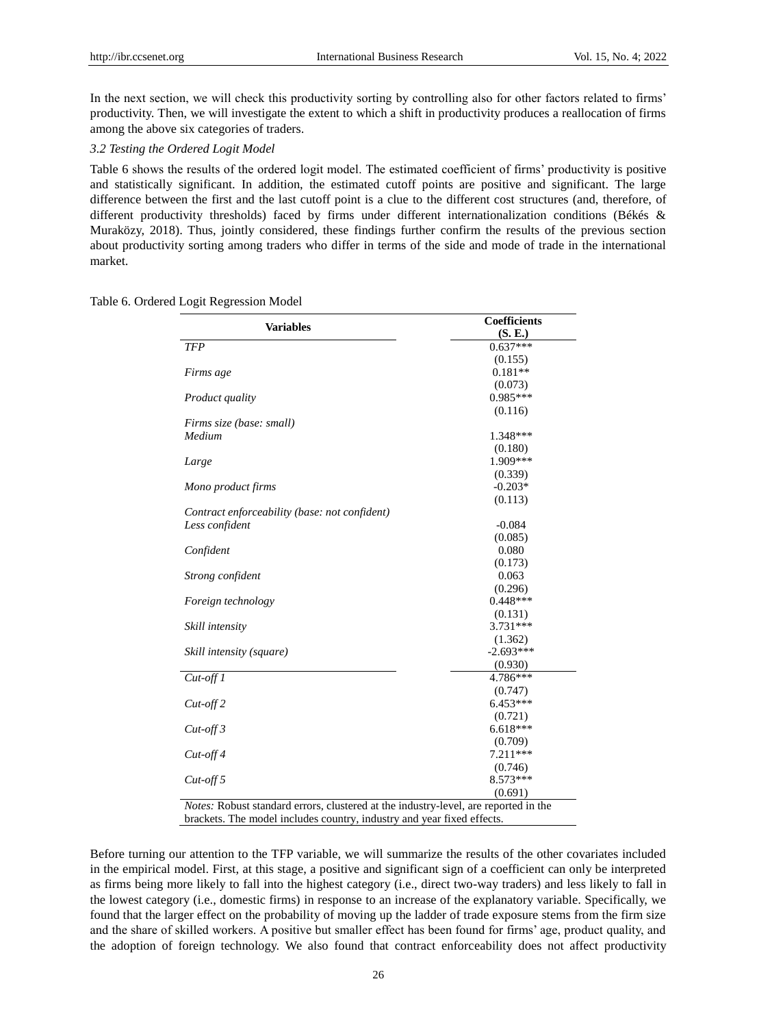In the next section, we will check this productivity sorting by controlling also for other factors related to firms' productivity. Then, we will investigate the extent to which a shift in productivity produces a reallocation of firms among the above six categories of traders.

### *3.2 Testing the Ordered Logit Model*

Table 6 shows the results of the ordered logit model. The estimated coefficient of firms' productivity is positive and statistically significant. In addition, the estimated cutoff points are positive and significant. The large difference between the first and the last cutoff point is a clue to the different cost structures (and, therefore, of different productivity thresholds) faced by firms under different internationalization conditions (Békés & Muraközy, 2018). Thus, jointly considered, these findings further confirm the results of the previous section about productivity sorting among traders who differ in terms of the side and mode of trade in the international market.

Table 6. Ordered Logit Regression Model

| Variables | Coefficients (S. E.) |
|---|---|
| *TFP* | 0.637*** |
| | (0.155) |
| *Firms age* | 0.181** |
| | (0.073) |
| *Product quality* | 0.985*** |
| | (0.116) |
| *Firms size (base: small)* | |
| *Medium* | 1.348*** |
| | (0.180) |
| *Large* | 1.909*** |
| | (0.339) |
| *Mono product firms* | -0.203* |
| | (0.113) |
| *Contract enforceability (base: not confident)* | |
| *Less confident* | -0.084 |
| | (0.085) |
| *Confident* | 0.080 |
| | (0.173) |
| *Strong confident* | 0.063 |
| | (0.296) |
| *Foreign technology* | 0.448*** |
| | (0.131) |
| *Skill intensity* | 3.731*** |
| | (1.362) |
| *Skill intensity (square)* | -2.693*** |
| | (0.930) |
| *Cut-off 1* | 4.786*** |
| | (0.747) |
| *Cut-off 2* | 6.453*** |
| | (0.721) |
| *Cut-off 3* | 6.618*** |
| | (0.709) |
| *Cut-off 4* | 7.211*** |
| | (0.746) |
| *Cut-off 5* | 8.573*** |
| | (0.691) |

*Notes:* Robust standard errors, clustered at the industry-level, are reported in the brackets. The model includes country, industry and year fixed effects.

Before turning our attention to the TFP variable, we will summarize the results of the other covariates included in the empirical model. First, at this stage, a positive and significant sign of a coefficient can only be interpreted as firms being more likely to fall into the highest category (i.e., direct two-way traders) and less likely to fall in the lowest category (i.e., domestic firms) in response to an increase of the explanatory variable. Specifically, we found that the larger effect on the probability of moving up the ladder of trade exposure stems from the firm size and the share of skilled workers. A positive but smaller effect has been found for firms' age, product quality, and the adoption of foreign technology. We also found that contract enforceability does not affect productivity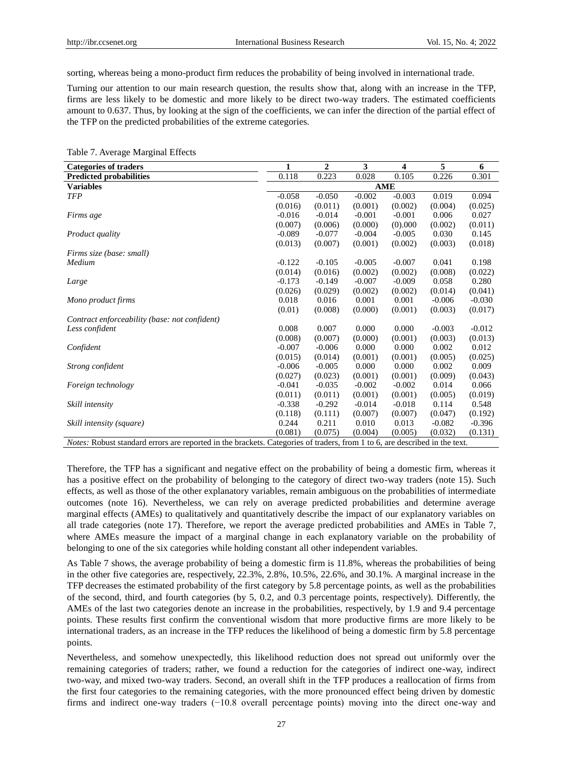sorting, whereas being a mono-product firm reduces the probability of being involved in international trade.

Turning our attention to our main research question, the results show that, along with an increase in the TFP, firms are less likely to be domestic and more likely to be direct two-way traders. The estimated coefficients amount to 0.637. Thus, by looking at the sign of the coefficients, we can infer the direction of the partial effect of the TFP on the predicted probabilities of the extreme categories.

Table 7. Average Marginal Effects

| **Categories of traders** | **1** | **2** | **3** | **4** | **5** | **6** |
|---|---|---|---|---|---|---|
| **Predicted probabilities** | 0.118 | 0.223 | 0.028 | 0.105 | 0.226 | 0.301 |
| **Variables** | **AME** | | | | | |
| *TFP* | -0.058 | -0.050 | -0.002 | -0.003 | 0.019 | 0.094 |
| | (0.016) | (0.011) | (0.001) | (0.002) | (0.004) | (0.025) |
| *Firms age* | -0.016 | -0.014 | -0.001 | -0.001 | 0.006 | 0.027 |
| | (0.007) | (0.006) | (0.000) | (0).000 | (0.002) | (0.011) |
| *Product quality* | -0.089 | -0.077 | -0.004 | -0.005 | 0.030 | 0.145 |
| | (0.013) | (0.007) | (0.001) | (0.002) | (0.003) | (0.018) |
| *Firms size (base: small)* | | | | | | |
| *Medium* | -0.122 | -0.105 | -0.005 | -0.007 | 0.041 | 0.198 |
| | (0.014) | (0.016) | (0.002) | (0.002) | (0.008) | (0.022) |
| *Large* | -0.173 | -0.149 | -0.007 | -0.009 | 0.058 | 0.280 |
| | (0.026) | (0.029) | (0.002) | (0.002) | (0.014) | (0.041) |
| *Mono product firms* | 0.018 | 0.016 | 0.001 | 0.001 | -0.006 | -0.030 |
| | (0.01) | (0.008) | (0.000) | (0.001) | (0.003) | (0.017) |
| *Contract enforceability (base: not confident)* | | | | | | |
| *Less confident* | 0.008 | 0.007 | 0.000 | 0.000 | -0.003 | -0.012 |
| | (0.008) | (0.007) | (0.000) | (0.001) | (0.003) | (0.013) |
| *Confident* | -0.007 | -0.006 | 0.000 | 0.000 | 0.002 | 0.012 |
| | (0.015) | (0.014) | (0.001) | (0.001) | (0.005) | (0.025) |
| *Strong confident* | -0.006 | -0.005 | 0.000 | 0.000 | 0.002 | 0.009 |
| | (0.027) | (0.023) | (0.001) | (0.001) | (0.009) | (0.043) |
| *Foreign technology* | -0.041 | -0.035 | -0.002 | -0.002 | 0.014 | 0.066 |
| | (0.011) | (0.011) | (0.001) | (0.001) | (0.005) | (0.019) |
| *Skill intensity* | -0.338 | -0.292 | -0.014 | -0.018 | 0.114 | 0.548 |
| | (0.118) | (0.111) | (0.007) | (0.007) | (0.047) | (0.192) |
| *Skill intensity (square)* | 0.244 | 0.211 | 0.010 | 0.013 | -0.082 | -0.396 |
| | (0.081) | (0.075) | (0.004) | (0.005) | (0.032) | (0.131) |

*Notes:* Robust standard errors are reported in the brackets. Categories of traders, from 1 to 6, are described in the text.

Therefore, the TFP has a significant and negative effect on the probability of being a domestic firm, whereas it has a positive effect on the probability of belonging to the category of direct two-way traders (note 15). Such effects, as well as those of the other explanatory variables, remain ambiguous on the probabilities of intermediate outcomes (note 16). Nevertheless, we can rely on average predicted probabilities and determine average marginal effects (AMEs) to qualitatively and quantitatively describe the impact of our explanatory variables on all trade categories (note 17). Therefore, we report the average predicted probabilities and AMEs in Table 7, where AMEs measure the impact of a marginal change in each explanatory variable on the probability of belonging to one of the six categories while holding constant all other independent variables.

As Table 7 shows, the average probability of being a domestic firm is 11.8%, whereas the probabilities of being in the other five categories are, respectively, 22.3%, 2.8%, 10.5%, 22.6%, and 30.1%. A marginal increase in the TFP decreases the estimated probability of the first category by 5.8 percentage points, as well as the probabilities of the second, third, and fourth categories (by 5, 0.2, and 0.3 percentage points, respectively). Differently, the AMEs of the last two categories denote an increase in the probabilities, respectively, by 1.9 and 9.4 percentage points. These results first confirm the conventional wisdom that more productive firms are more likely to be international traders, as an increase in the TFP reduces the likelihood of being a domestic firm by 5.8 percentage points.

Nevertheless, and somehow unexpectedly, this likelihood reduction does not spread out uniformly over the remaining categories of traders; rather, we found a reduction for the categories of indirect one-way, indirect two-way, and mixed two-way traders. Second, an overall shift in the TFP produces a reallocation of firms from the first four categories to the remaining categories, with the more pronounced effect being driven by domestic firms and indirect one-way traders (−10.8 overall percentage points) moving into the direct one-way and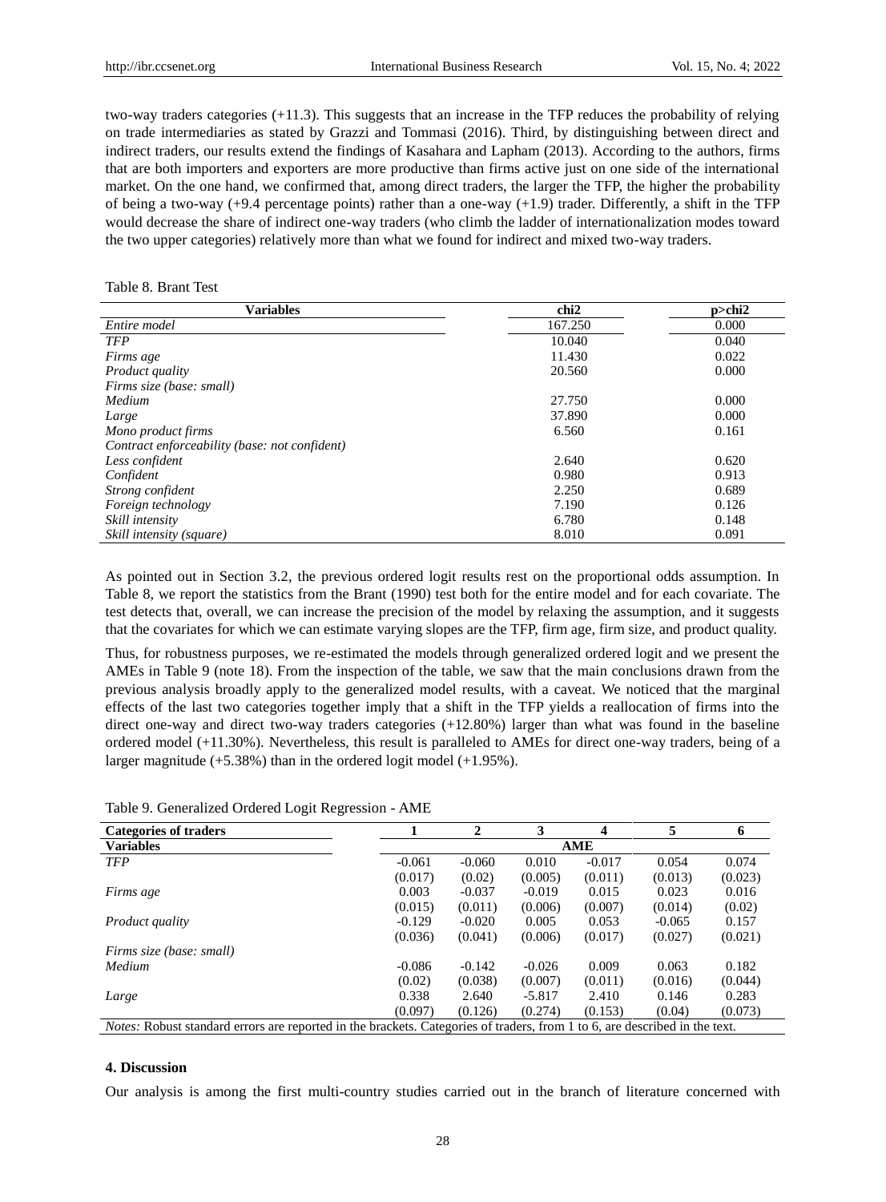two-way traders categories (+11.3). This suggests that an increase in the TFP reduces the probability of relying on trade intermediaries as stated by Grazzi and Tommasi (2016). Third, by distinguishing between direct and indirect traders, our results extend the findings of Kasahara and Lapham (2013). According to the authors, firms that are both importers and exporters are more productive than firms active just on one side of the international market. On the one hand, we confirmed that, among direct traders, the larger the TFP, the higher the probability of being a two-way (+9.4 percentage points) rather than a one-way (+1.9) trader. Differently, a shift in the TFP would decrease the share of indirect one-way traders (who climb the ladder of internationalization modes toward the two upper categories) relatively more than what we found for indirect and mixed two-way traders.

Table 8. Brant Test

| Variables | chi2 | p>chi2 |
|---|---|---|
| *Entire model* | 167.250 | 0.000 |
| *TFP* | 10.040 | 0.040 |
| *Firms age* | 11.430 | 0.022 |
| *Product quality* | 20.560 | 0.000 |
| *Firms size (base: small)* | | |
| *Medium* | 27.750 | 0.000 |
| *Large* | 37.890 | 0.000 |
| *Mono product firms* | 6.560 | 0.161 |
| *Contract enforceability (base: not confident)* | | |
| *Less confident* | 2.640 | 0.620 |
| *Confident* | 0.980 | 0.913 |
| *Strong confident* | 2.250 | 0.689 |
| *Foreign technology* | 7.190 | 0.126 |
| *Skill intensity* | 6.780 | 0.148 |
| *Skill intensity (square)* | 8.010 | 0.091 |

As pointed out in Section 3.2, the previous ordered logit results rest on the proportional odds assumption. In Table 8, we report the statistics from the Brant (1990) test both for the entire model and for each covariate. The test detects that, overall, we can increase the precision of the model by relaxing the assumption, and it suggests that the covariates for which we can estimate varying slopes are the TFP, firm age, firm size, and product quality.

Thus, for robustness purposes, we re-estimated the models through generalized ordered logit and we present the AMEs in Table 9 (note 18). From the inspection of the table, we saw that the main conclusions drawn from the previous analysis broadly apply to the generalized model results, with a caveat. We noticed that the marginal effects of the last two categories together imply that a shift in the TFP yields a reallocation of firms into the direct one-way and direct two-way traders categories (+12.80%) larger than what was found in the baseline ordered model (+11.30%). Nevertheless, this result is paralleled to AMEs for direct one-way traders, being of a larger magnitude (+5.38%) than in the ordered logit model (+1.95%).

Table 9. Generalized Ordered Logit Regression - AME

| Categories of traders | 1 | 2 | 3 | 4 | 5 | 6 |
|---|---|---|---|---|---|---|
| **Variables** | | | AME | | | |
| *TFP* | -0.061 | -0.060 | 0.010 | -0.017 | 0.054 | 0.074 |
| | (0.017) | (0.02) | (0.005) | (0.011) | (0.013) | (0.023) |
| *Firms age* | 0.003 | -0.037 | -0.019 | 0.015 | 0.023 | 0.016 |
| | (0.015) | (0.011) | (0.006) | (0.007) | (0.014) | (0.02) |
| *Product quality* | -0.129 | -0.020 | 0.005 | 0.053 | -0.065 | 0.157 |
| | (0.036) | (0.041) | (0.006) | (0.017) | (0.027) | (0.021) |
| *Firms size (base: small)* | | | | | | |
| *Medium* | -0.086 | -0.142 | -0.026 | 0.009 | 0.063 | 0.182 |
| | (0.02) | (0.038) | (0.007) | (0.011) | (0.016) | (0.044) |
| *Large* | 0.338 | 2.640 | -5.817 | 2.410 | 0.146 | 0.283 |
| | (0.097) | (0.126) | (0.274) | (0.153) | (0.04) | (0.073) |

*Notes:* Robust standard errors are reported in the brackets. Categories of traders, from 1 to 6, are described in the text.

## 4. Discussion

Our analysis is among the first multi-country studies carried out in the branch of literature concerned with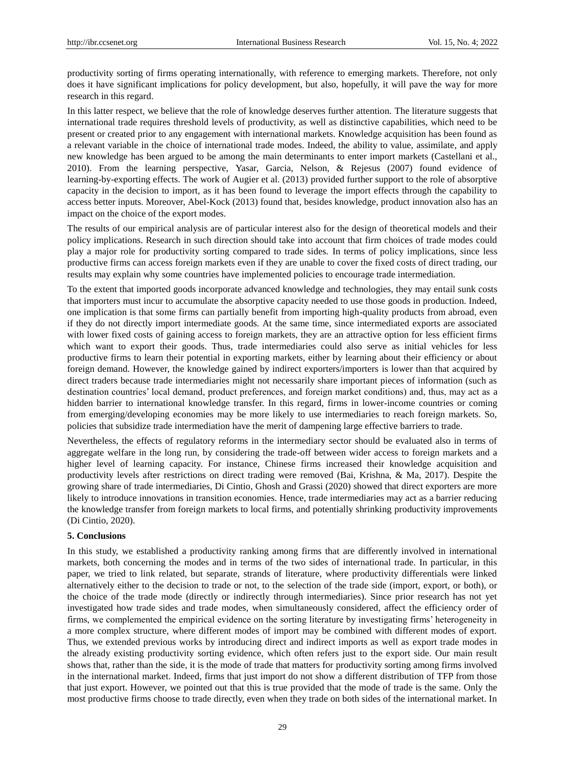productivity sorting of firms operating internationally, with reference to emerging markets. Therefore, not only does it have significant implications for policy development, but also, hopefully, it will pave the way for more research in this regard.

In this latter respect, we believe that the role of knowledge deserves further attention. The literature suggests that international trade requires threshold levels of productivity, as well as distinctive capabilities, which need to be present or created prior to any engagement with international markets. Knowledge acquisition has been found as a relevant variable in the choice of international trade modes. Indeed, the ability to value, assimilate, and apply new knowledge has been argued to be among the main determinants to enter import markets (Castellani et al., 2010). From the learning perspective, Yasar, Garcia, Nelson, & Rejesus (2007) found evidence of learning-by-exporting effects. The work of Augier et al. (2013) provided further support to the role of absorptive capacity in the decision to import, as it has been found to leverage the import effects through the capability to access better inputs. Moreover, Abel-Kock (2013) found that, besides knowledge, product innovation also has an impact on the choice of the export modes.

The results of our empirical analysis are of particular interest also for the design of theoretical models and their policy implications. Research in such direction should take into account that firm choices of trade modes could play a major role for productivity sorting compared to trade sides. In terms of policy implications, since less productive firms can access foreign markets even if they are unable to cover the fixed costs of direct trading, our results may explain why some countries have implemented policies to encourage trade intermediation.

To the extent that imported goods incorporate advanced knowledge and technologies, they may entail sunk costs that importers must incur to accumulate the absorptive capacity needed to use those goods in production. Indeed, one implication is that some firms can partially benefit from importing high-quality products from abroad, even if they do not directly import intermediate goods. At the same time, since intermediated exports are associated with lower fixed costs of gaining access to foreign markets, they are an attractive option for less efficient firms which want to export their goods. Thus, trade intermediaries could also serve as initial vehicles for less productive firms to learn their potential in exporting markets, either by learning about their efficiency or about foreign demand. However, the knowledge gained by indirect exporters/importers is lower than that acquired by direct traders because trade intermediaries might not necessarily share important pieces of information (such as destination countries' local demand, product preferences, and foreign market conditions) and, thus, may act as a hidden barrier to international knowledge transfer. In this regard, firms in lower-income countries or coming from emerging/developing economies may be more likely to use intermediaries to reach foreign markets. So, policies that subsidize trade intermediation have the merit of dampening large effective barriers to trade.

Nevertheless, the effects of regulatory reforms in the intermediary sector should be evaluated also in terms of aggregate welfare in the long run, by considering the trade-off between wider access to foreign markets and a higher level of learning capacity. For instance, Chinese firms increased their knowledge acquisition and productivity levels after restrictions on direct trading were removed (Bai, Krishna, & Ma, 2017). Despite the growing share of trade intermediaries, Di Cintio, Ghosh and Grassi (2020) showed that direct exporters are more likely to introduce innovations in transition economies. Hence, trade intermediaries may act as a barrier reducing the knowledge transfer from foreign markets to local firms, and potentially shrinking productivity improvements (Di Cintio, 2020).

## 5. Conclusions

In this study, we established a productivity ranking among firms that are differently involved in international markets, both concerning the modes and in terms of the two sides of international trade. In particular, in this paper, we tried to link related, but separate, strands of literature, where productivity differentials were linked alternatively either to the decision to trade or not, to the selection of the trade side (import, export, or both), or the choice of the trade mode (directly or indirectly through intermediaries). Since prior research has not yet investigated how trade sides and trade modes, when simultaneously considered, affect the efficiency order of firms, we complemented the empirical evidence on the sorting literature by investigating firms' heterogeneity in a more complex structure, where different modes of import may be combined with different modes of export. Thus, we extended previous works by introducing direct and indirect imports as well as export trade modes in the already existing productivity sorting evidence, which often refers just to the export side. Our main result shows that, rather than the side, it is the mode of trade that matters for productivity sorting among firms involved in the international market. Indeed, firms that just import do not show a different distribution of TFP from those that just export. However, we pointed out that this is true provided that the mode of trade is the same. Only the most productive firms choose to trade directly, even when they trade on both sides of the international market. In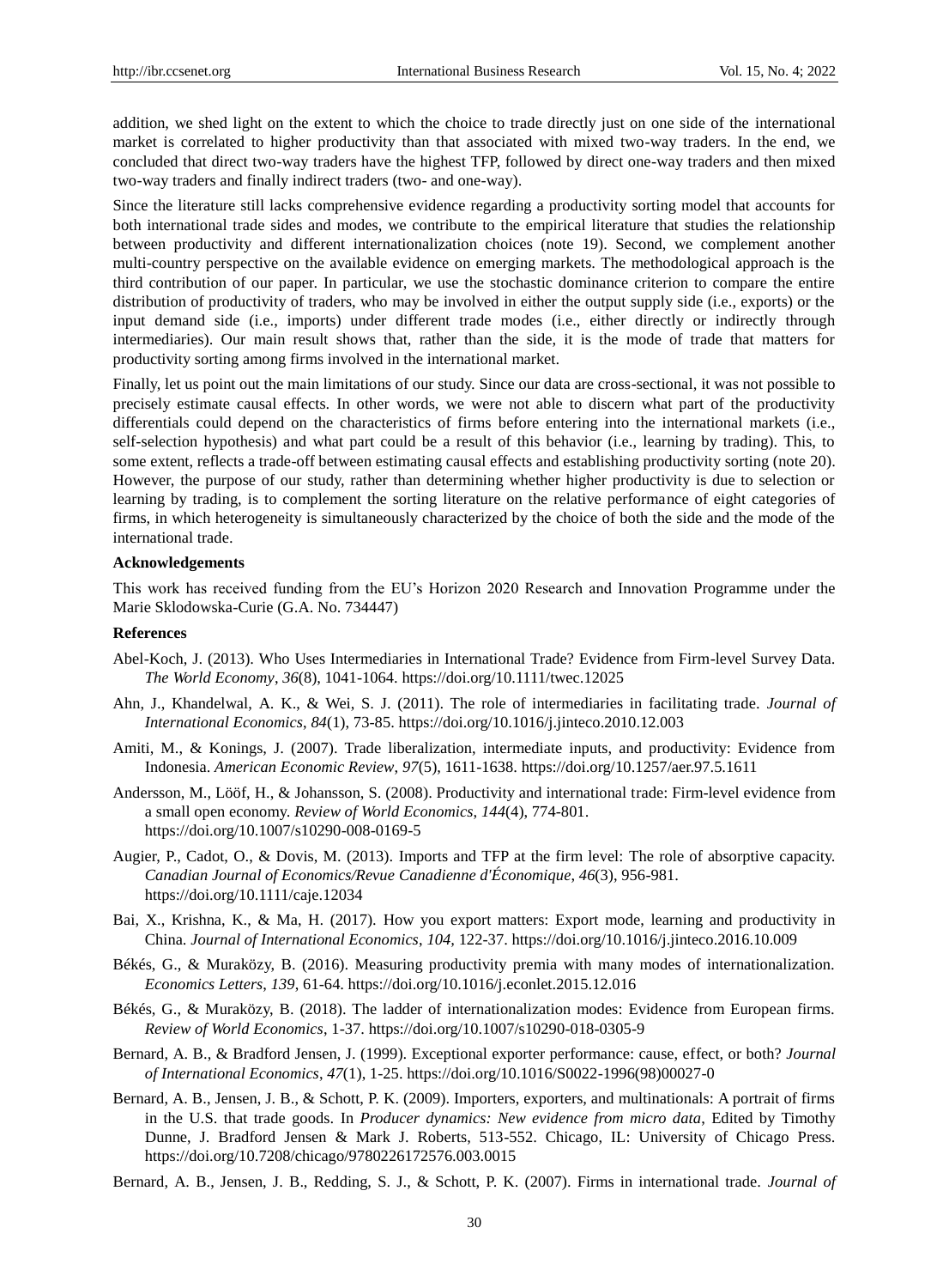addition, we shed light on the extent to which the choice to trade directly just on one side of the international market is correlated to higher productivity than that associated with mixed two-way traders. In the end, we concluded that direct two-way traders have the highest TFP, followed by direct one-way traders and then mixed two-way traders and finally indirect traders (two- and one-way).

Since the literature still lacks comprehensive evidence regarding a productivity sorting model that accounts for both international trade sides and modes, we contribute to the empirical literature that studies the relationship between productivity and different internationalization choices (note 19). Second, we complement another multi-country perspective on the available evidence on emerging markets. The methodological approach is the third contribution of our paper. In particular, we use the stochastic dominance criterion to compare the entire distribution of productivity of traders, who may be involved in either the output supply side (i.e., exports) or the input demand side (i.e., imports) under different trade modes (i.e., either directly or indirectly through intermediaries). Our main result shows that, rather than the side, it is the mode of trade that matters for productivity sorting among firms involved in the international market.

Finally, let us point out the main limitations of our study. Since our data are cross-sectional, it was not possible to precisely estimate causal effects. In other words, we were not able to discern what part of the productivity differentials could depend on the characteristics of firms before entering into the international markets (i.e., self-selection hypothesis) and what part could be a result of this behavior (i.e., learning by trading). This, to some extent, reflects a trade-off between estimating causal effects and establishing productivity sorting (note 20). However, the purpose of our study, rather than determining whether higher productivity is due to selection or learning by trading, is to complement the sorting literature on the relative performance of eight categories of firms, in which heterogeneity is simultaneously characterized by the choice of both the side and the mode of the international trade.

**Acknowledgements**

This work has received funding from the EU's Horizon 2020 Research and Innovation Programme under the Marie Sklodowska-Curie (G.A. No. 734447)

**References**

Abel-Koch, J. (2013). Who Uses Intermediaries in International Trade? Evidence from Firm-level Survey Data. *The World Economy*, *36*(8), 1041-1064. https://doi.org/10.1111/twec.12025

Ahn, J., Khandelwal, A. K., & Wei, S. J. (2011). The role of intermediaries in facilitating trade. *Journal of International Economics*, *84*(1), 73-85. https://doi.org/10.1016/j.jinteco.2010.12.003

Amiti, M., & Konings, J. (2007). Trade liberalization, intermediate inputs, and productivity: Evidence from Indonesia. *American Economic Review*, *97*(5), 1611-1638. https://doi.org/10.1257/aer.97.5.1611

Andersson, M., Lööf, H., & Johansson, S. (2008). Productivity and international trade: Firm-level evidence from a small open economy. *Review of World Economics*, *144*(4), 774-801. https://doi.org/10.1007/s10290-008-0169-5

Augier, P., Cadot, O., & Dovis, M. (2013). Imports and TFP at the firm level: The role of absorptive capacity. *Canadian Journal of Economics/Revue Canadienne d'Économique*, *46*(3), 956-981. https://doi.org/10.1111/caje.12034

Bai, X., Krishna, K., & Ma, H. (2017). How you export matters: Export mode, learning and productivity in China. *Journal of International Economics*, *104*, 122-37. https://doi.org/10.1016/j.jinteco.2016.10.009

Békés, G., & Muraközy, B. (2016). Measuring productivity premia with many modes of internationalization. *Economics Letters*, *139*, 61-64. https://doi.org/10.1016/j.econlet.2015.12.016

Békés, G., & Muraközy, B. (2018). The ladder of internationalization modes: Evidence from European firms. *Review of World Economics*, 1-37. https://doi.org/10.1007/s10290-018-0305-9

Bernard, A. B., & Bradford Jensen, J. (1999). Exceptional exporter performance: cause, effect, or both? *Journal of International Economics*, *47*(1), 1-25. https://doi.org/10.1016/S0022-1996(98)00027-0

Bernard, A. B., Jensen, J. B., & Schott, P. K. (2009). Importers, exporters, and multinationals: A portrait of firms in the U.S. that trade goods. In *Producer dynamics: New evidence from micro data*, Edited by Timothy Dunne, J. Bradford Jensen & Mark J. Roberts, 513-552. Chicago, IL: University of Chicago Press. https://doi.org/10.7208/chicago/9780226172576.003.0015

Bernard, A. B., Jensen, J. B., Redding, S. J., & Schott, P. K. (2007). Firms in international trade. *Journal of*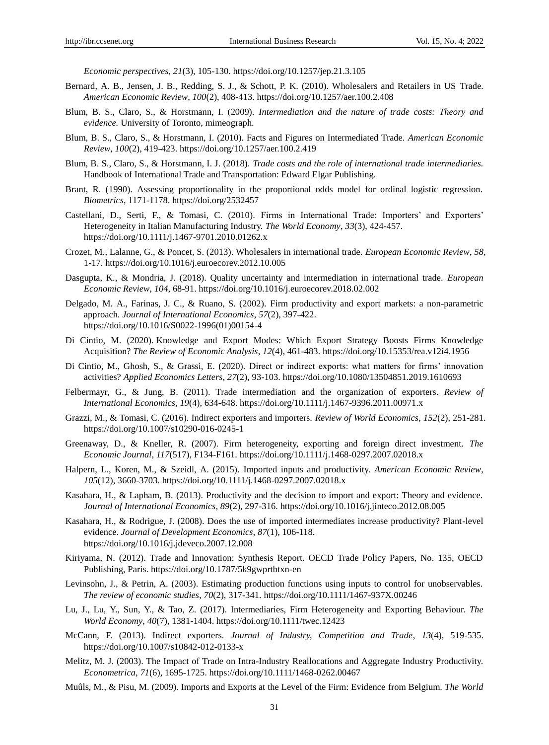*Economic perspectives*, *21*(3), 105-130. https://doi.org/10.1257/jep.21.3.105

Bernard, A. B., Jensen, J. B., Redding, S. J., & Schott, P. K. (2010). Wholesalers and Retailers in US Trade. *American Economic Review*, *100*(2), 408-413. https://doi.org/10.1257/aer.100.2.408

Blum, B. S., Claro, S., & Horstmann, I. (2009). *Intermediation and the nature of trade costs: Theory and evidence.* University of Toronto, mimeograph.

Blum, B. S., Claro, S., & Horstmann, I. (2010). Facts and Figures on Intermediated Trade. *American Economic Review*, *100*(2), 419-423. https://doi.org/10.1257/aer.100.2.419

Blum, B. S., Claro, S., & Horstmann, I. J. (2018). *Trade costs and the role of international trade intermediaries.* Handbook of International Trade and Transportation: Edward Elgar Publishing.

Brant, R. (1990). Assessing proportionality in the proportional odds model for ordinal logistic regression. *Biometrics*, 1171-1178. https://doi.org/2532457

Castellani, D., Serti, F., & Tomasi, C. (2010). Firms in International Trade: Importers' and Exporters' Heterogeneity in Italian Manufacturing Industry. *The World Economy*, *33*(3), 424-457. https://doi.org/10.1111/j.1467-9701.2010.01262.x

Crozet, M., Lalanne, G., & Poncet, S. (2013). Wholesalers in international trade. *European Economic Review*, *58*, 1-17. https://doi.org/10.1016/j.euroecorev.2012.10.005

Dasgupta, K., & Mondria, J. (2018). Quality uncertainty and intermediation in international trade. *European Economic Review*, *104*, 68-91. https://doi.org/10.1016/j.euroecorev.2018.02.002

Delgado, M. A., Farinas, J. C., & Ruano, S. (2002). Firm productivity and export markets: a non-parametric approach. *Journal of International Economics*, *57*(2), 397-422. https://doi.org/10.1016/S0022-1996(01)00154-4

Di Cintio, M. (2020). Knowledge and Export Modes: Which Export Strategy Boosts Firms Knowledge Acquisition? *The Review of Economic Analysis*, *12*(4), 461-483. https://doi.org/10.15353/rea.v12i4.1956

Di Cintio, M., Ghosh, S., & Grassi, E. (2020). Direct or indirect exports: what matters for firms' innovation activities? *Applied Economics Letters*, *27*(2), 93-103. https://doi.org/10.1080/13504851.2019.1610693

Felbermayr, G., & Jung, B. (2011). Trade intermediation and the organization of exporters. *Review of International Economics*, *19*(4), 634-648. https://doi.org/10.1111/j.1467-9396.2011.00971.x

Grazzi, M., & Tomasi, C. (2016). Indirect exporters and importers. *Review of World Economics*, *152*(2), 251-281. https://doi.org/10.1007/s10290-016-0245-1

Greenaway, D., & Kneller, R. (2007). Firm heterogeneity, exporting and foreign direct investment. *The Economic Journal*, *117*(517), F134-F161. https://doi.org/10.1111/j.1468-0297.2007.02018.x

Halpern, L., Koren, M., & Szeidl, A. (2015). Imported inputs and productivity. *American Economic Review*, *105*(12), 3660-3703. https://doi.org/10.1111/j.1468-0297.2007.02018.x

Kasahara, H., & Lapham, B. (2013). Productivity and the decision to import and export: Theory and evidence. *Journal of International Economics*, *89*(2), 297-316. https://doi.org/10.1016/j.jinteco.2012.08.005

Kasahara, H., & Rodrigue, J. (2008). Does the use of imported intermediates increase productivity? Plant-level evidence. *Journal of Development Economics*, *87*(1), 106-118. https://doi.org/10.1016/j.jdeveco.2007.12.008

Kiriyama, N. (2012). Trade and Innovation: Synthesis Report. OECD Trade Policy Papers, No. 135, OECD Publishing, Paris. https://doi.org/10.1787/5k9gwprtbtxn-en

Levinsohn, J., & Petrin, A. (2003). Estimating production functions using inputs to control for unobservables. *The review of economic studies*, *70*(2), 317-341. https://doi.org/10.1111/1467-937X.00246

Lu, J., Lu, Y., Sun, Y., & Tao, Z. (2017). Intermediaries, Firm Heterogeneity and Exporting Behaviour. *The World Economy*, *40*(7), 1381-1404. https://doi.org/10.1111/twec.12423

McCann, F. (2013). Indirect exporters. *Journal of Industry, Competition and Trade*, *13*(4), 519-535. https://doi.org/10.1007/s10842-012-0133-x

Melitz, M. J. (2003). The Impact of Trade on Intra-Industry Reallocations and Aggregate Industry Productivity. *Econometrica*, *71*(6), 1695-1725. https://doi.org/10.1111/1468-0262.00467

Muûls, M., & Pisu, M. (2009). Imports and Exports at the Level of the Firm: Evidence from Belgium. *The World*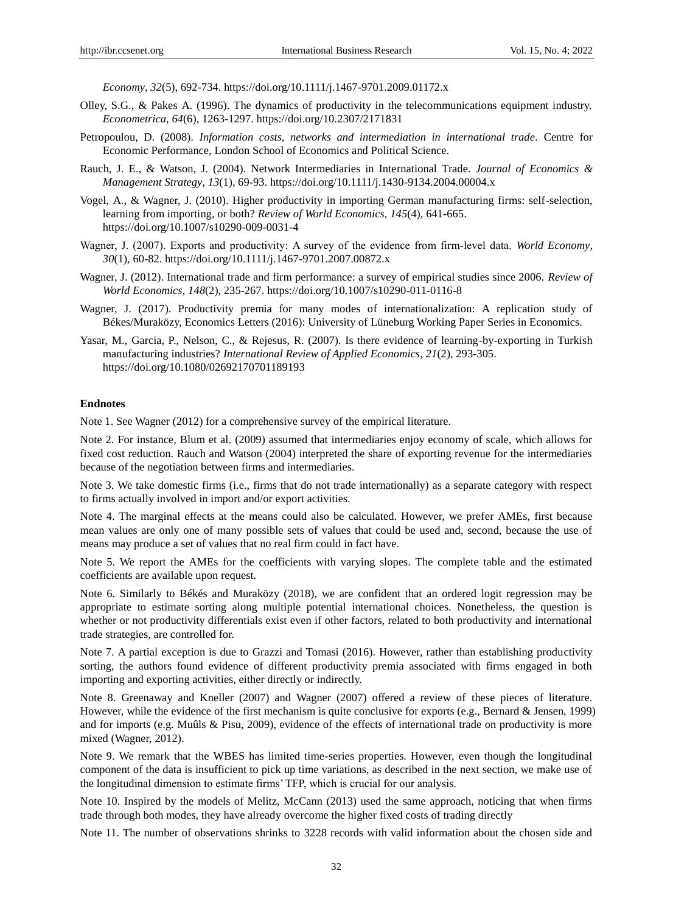*Economy*, *32*(5), 692-734. https://doi.org/10.1111/j.1467-9701.2009.01172.x

Olley, S.G., & Pakes A. (1996). The dynamics of productivity in the telecommunications equipment industry. *Econometrica*, *64*(6), 1263-1297. https://doi.org/10.2307/2171831

Petropoulou, D. (2008). *Information costs, networks and intermediation in international trade*. Centre for Economic Performance, London School of Economics and Political Science.

Rauch, J. E., & Watson, J. (2004). Network Intermediaries in International Trade. *Journal of Economics & Management Strategy*, *13*(1), 69-93. https://doi.org/10.1111/j.1430-9134.2004.00004.x

Vogel, A., & Wagner, J. (2010). Higher productivity in importing German manufacturing firms: self-selection, learning from importing, or both? *Review of World Economics*, *145*(4), 641-665. https://doi.org/10.1007/s10290-009-0031-4

Wagner, J. (2007). Exports and productivity: A survey of the evidence from firm-level data. *World Economy*, *30*(1), 60-82. https://doi.org/10.1111/j.1467-9701.2007.00872.x

Wagner, J. (2012). International trade and firm performance: a survey of empirical studies since 2006. *Review of World Economics*, *148*(2), 235-267. https://doi.org/10.1007/s10290-011-0116-8

Wagner, J. (2017). Productivity premia for many modes of internationalization: A replication study of Békes/Muraközy, Economics Letters (2016): University of Lüneburg Working Paper Series in Economics.

Yasar, M., Garcia, P., Nelson, C., & Rejesus, R. (2007). Is there evidence of learning-by-exporting in Turkish manufacturing industries? *International Review of Applied Economics*, *21*(2), 293-305. https://doi.org/10.1080/02692170701189193

**Endnotes**

Note 1. See Wagner (2012) for a comprehensive survey of the empirical literature.

Note 2. For instance, Blum et al. (2009) assumed that intermediaries enjoy economy of scale, which allows for fixed cost reduction. Rauch and Watson (2004) interpreted the share of exporting revenue for the intermediaries because of the negotiation between firms and intermediaries.

Note 3. We take domestic firms (i.e., firms that do not trade internationally) as a separate category with respect to firms actually involved in import and/or export activities.

Note 4. The marginal effects at the means could also be calculated. However, we prefer AMEs, first because mean values are only one of many possible sets of values that could be used and, second, because the use of means may produce a set of values that no real firm could in fact have.

Note 5. We report the AMEs for the coefficients with varying slopes. The complete table and the estimated coefficients are available upon request.

Note 6. Similarly to Békés and Muraközy (2018), we are confident that an ordered logit regression may be appropriate to estimate sorting along multiple potential international choices. Nonetheless, the question is whether or not productivity differentials exist even if other factors, related to both productivity and international trade strategies, are controlled for.

Note 7. A partial exception is due to Grazzi and Tomasi (2016). However, rather than establishing productivity sorting, the authors found evidence of different productivity premia associated with firms engaged in both importing and exporting activities, either directly or indirectly.

Note 8. Greenaway and Kneller (2007) and Wagner (2007) offered a review of these pieces of literature. However, while the evidence of the first mechanism is quite conclusive for exports (e.g., Bernard & Jensen, 1999) and for imports (e.g. Muûls & Pisu, 2009), evidence of the effects of international trade on productivity is more mixed (Wagner, 2012).

Note 9. We remark that the WBES has limited time-series properties. However, even though the longitudinal component of the data is insufficient to pick up time variations, as described in the next section, we make use of the longitudinal dimension to estimate firms' TFP, which is crucial for our analysis.

Note 10. Inspired by the models of Melitz, McCann (2013) used the same approach, noticing that when firms trade through both modes, they have already overcome the higher fixed costs of trading directly

Note 11. The number of observations shrinks to 3228 records with valid information about the chosen side and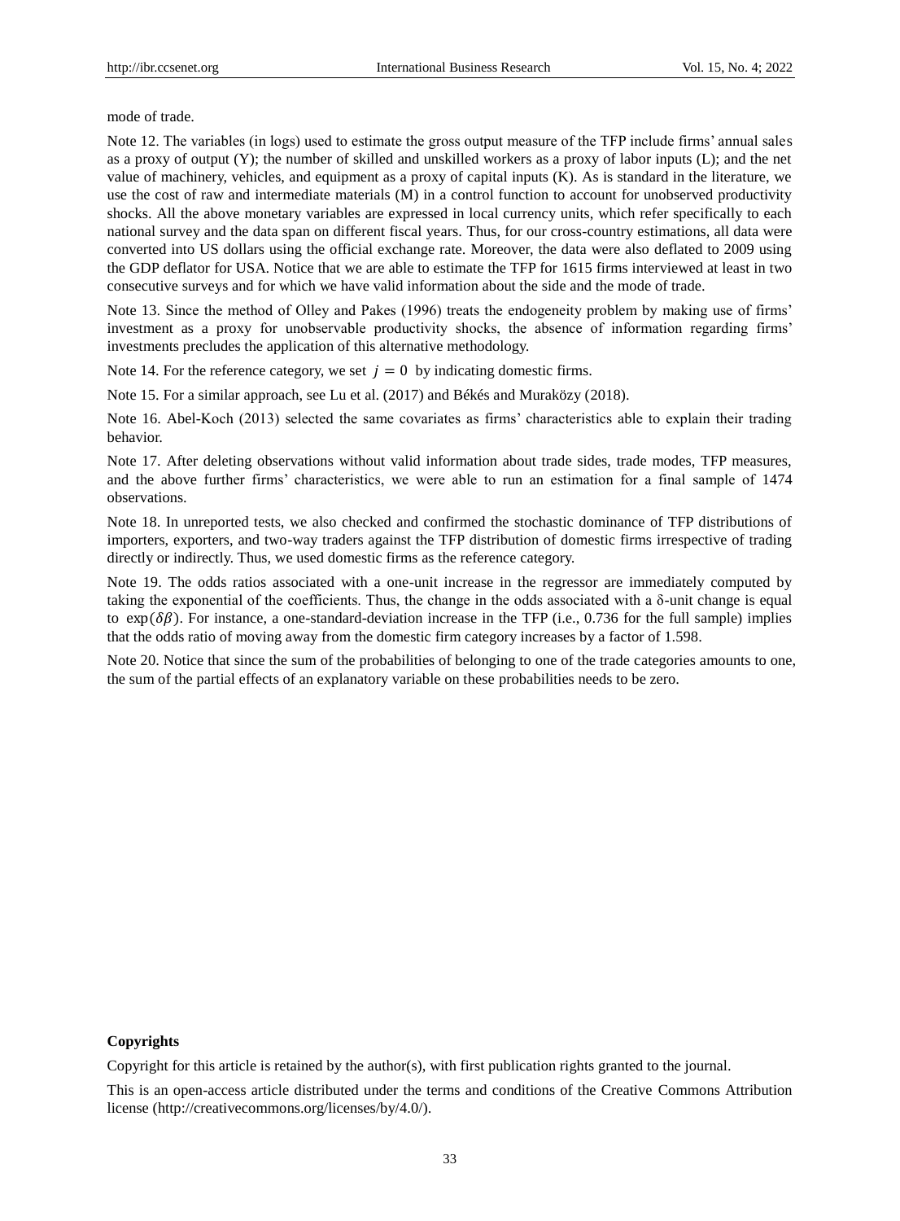mode of trade.

Note 12. The variables (in logs) used to estimate the gross output measure of the TFP include firms' annual sales as a proxy of output (Y); the number of skilled and unskilled workers as a proxy of labor inputs (L); and the net value of machinery, vehicles, and equipment as a proxy of capital inputs (K). As is standard in the literature, we use the cost of raw and intermediate materials (M) in a control function to account for unobserved productivity shocks. All the above monetary variables are expressed in local currency units, which refer specifically to each national survey and the data span on different fiscal years. Thus, for our cross-country estimations, all data were converted into US dollars using the official exchange rate. Moreover, the data were also deflated to 2009 using the GDP deflator for USA. Notice that we are able to estimate the TFP for 1615 firms interviewed at least in two consecutive surveys and for which we have valid information about the side and the mode of trade.

Note 13. Since the method of Olley and Pakes (1996) treats the endogeneity problem by making use of firms' investment as a proxy for unobservable productivity shocks, the absence of information regarding firms' investments precludes the application of this alternative methodology.

Note 14. For the reference category, we set $j = 0$ by indicating domestic firms.

Note 15. For a similar approach, see Lu et al. (2017) and Békés and Muraközy (2018).

Note 16. Abel-Koch (2013) selected the same covariates as firms' characteristics able to explain their trading behavior.

Note 17. After deleting observations without valid information about trade sides, trade modes, TFP measures, and the above further firms' characteristics, we were able to run an estimation for a final sample of 1474 observations.

Note 18. In unreported tests, we also checked and confirmed the stochastic dominance of TFP distributions of importers, exporters, and two-way traders against the TFP distribution of domestic firms irrespective of trading directly or indirectly. Thus, we used domestic firms as the reference category.

Note 19. The odds ratios associated with a one-unit increase in the regressor are immediately computed by taking the exponential of the coefficients. Thus, the change in the odds associated with a δ-unit change is equal to $\exp(\delta\beta)$. For instance, a one-standard-deviation increase in the TFP (i.e., 0.736 for the full sample) implies that the odds ratio of moving away from the domestic firm category increases by a factor of 1.598.

Note 20. Notice that since the sum of the probabilities of belonging to one of the trade categories amounts to one, the sum of the partial effects of an explanatory variable on these probabilities needs to be zero.

**Copyrights**

Copyright for this article is retained by the author(s), with first publication rights granted to the journal.

This is an open-access article distributed under the terms and conditions of the Creative Commons Attribution license (http://creativecommons.org/licenses/by/4.0/).